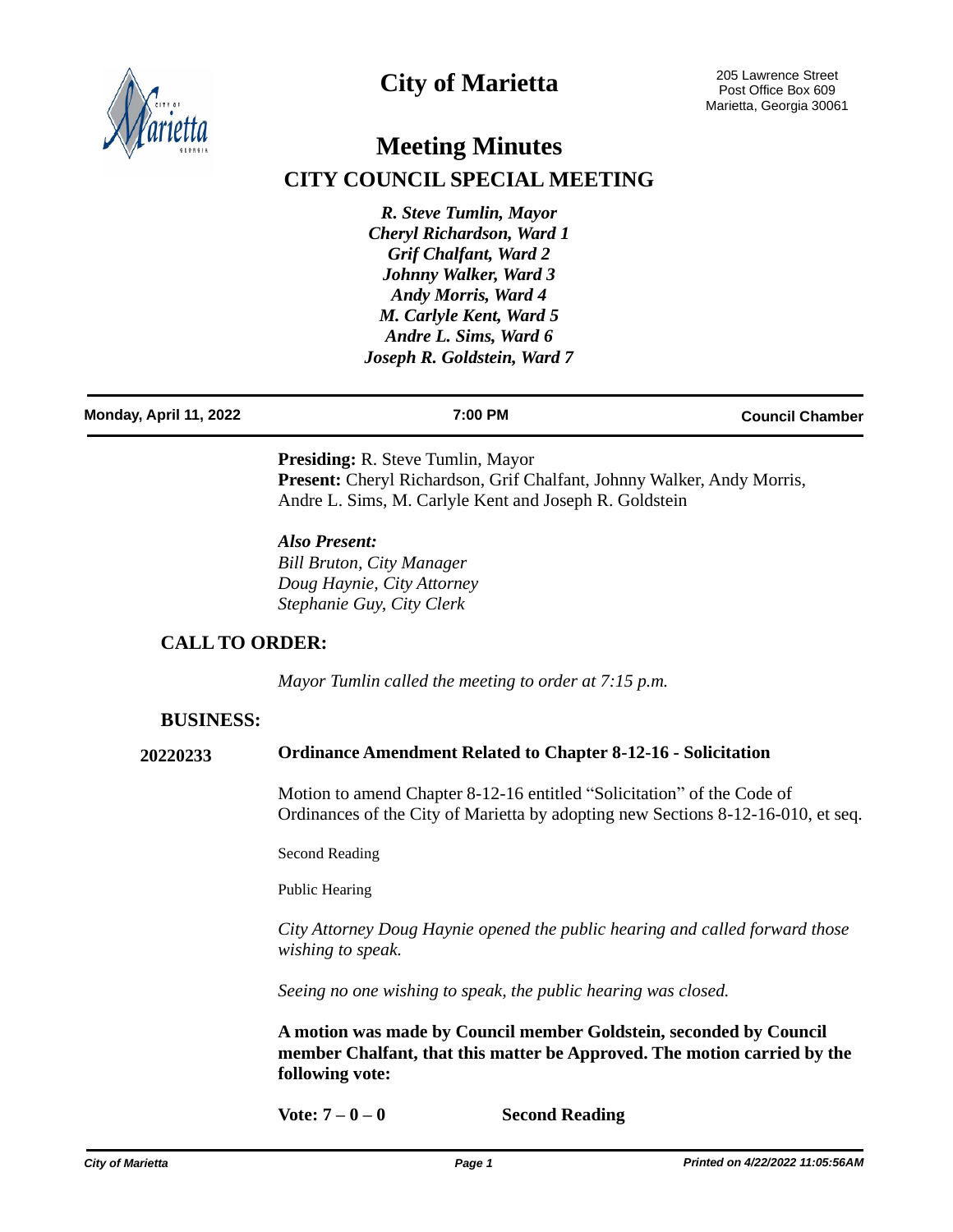# City of Marietta

205 Lawrence Street
Post Office Box 609
Marietta, Georgia 30061

## Meeting Minutes

## CITY COUNCIL SPECIAL MEETING

*R. Steve Tumlin, Mayor*
*Cheryl Richardson, Ward 1*
*Grif Chalfant, Ward 2*
*Johnny Walker, Ward 3*
*Andy Morris, Ward 4*
*M. Carlyle Kent, Ward 5*
*Andre L. Sims, Ward 6*
*Joseph R. Goldstein, Ward 7*

**Monday, April 11, 2022** | **7:00 PM** | **Council Chamber**

**Presiding:** R. Steve Tumlin, Mayor
**Present:** Cheryl Richardson, Grif Chalfant, Johnny Walker, Andy Morris, Andre L. Sims, M. Carlyle Kent and Joseph R. Goldstein

***Also Present:***
*Bill Bruton, City Manager*
*Doug Haynie, City Attorney*
*Stephanie Guy, City Clerk*

### CALL TO ORDER:

*Mayor Tumlin called the meeting to order at 7:15 p.m.*

### BUSINESS:

**20220233** **Ordinance Amendment Related to Chapter 8-12-16 - Solicitation**

Motion to amend Chapter 8-12-16 entitled "Solicitation" of the Code of Ordinances of the City of Marietta by adopting new Sections 8-12-16-010, et seq.

Second Reading

Public Hearing

*City Attorney Doug Haynie opened the public hearing and called forward those wishing to speak.*

*Seeing no one wishing to speak, the public hearing was closed.*

**A motion was made by Council member Goldstein, seconded by Council member Chalfant, that this matter be Approved. The motion carried by the following vote:**

**Vote: 7 – 0 – 0** **Second Reading**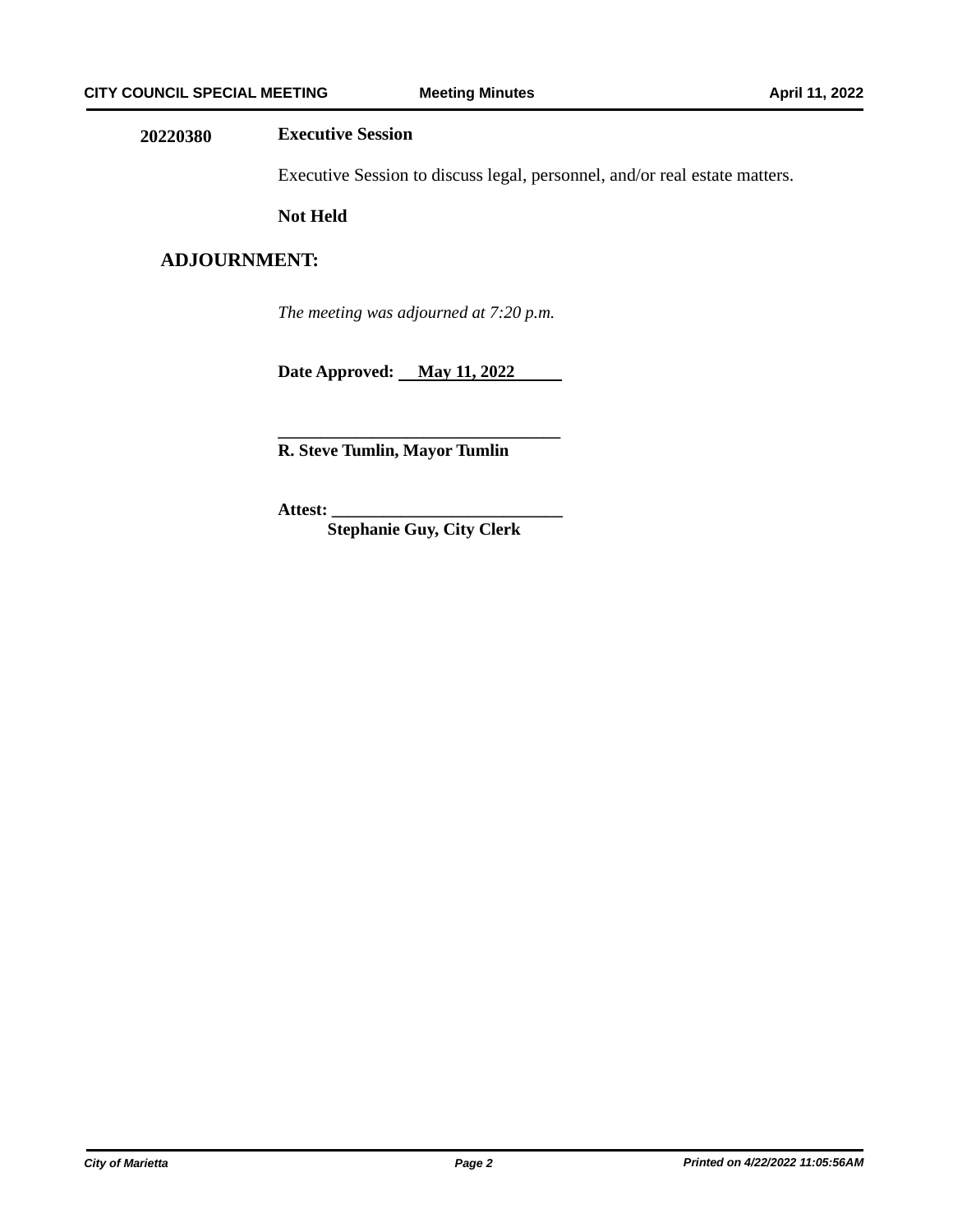**20220380** **Executive Session**

Executive Session to discuss legal, personnel, and/or real estate matters.

**Not Held**

## ADJOURNMENT:

*The meeting was adjourned at 7:20 p.m.*

**Date Approved: May 11, 2022**

**________________________________**
**R. Steve Tumlin, Mayor Tumlin**

**Attest: __________________________**
**Stephanie Guy, City Clerk**